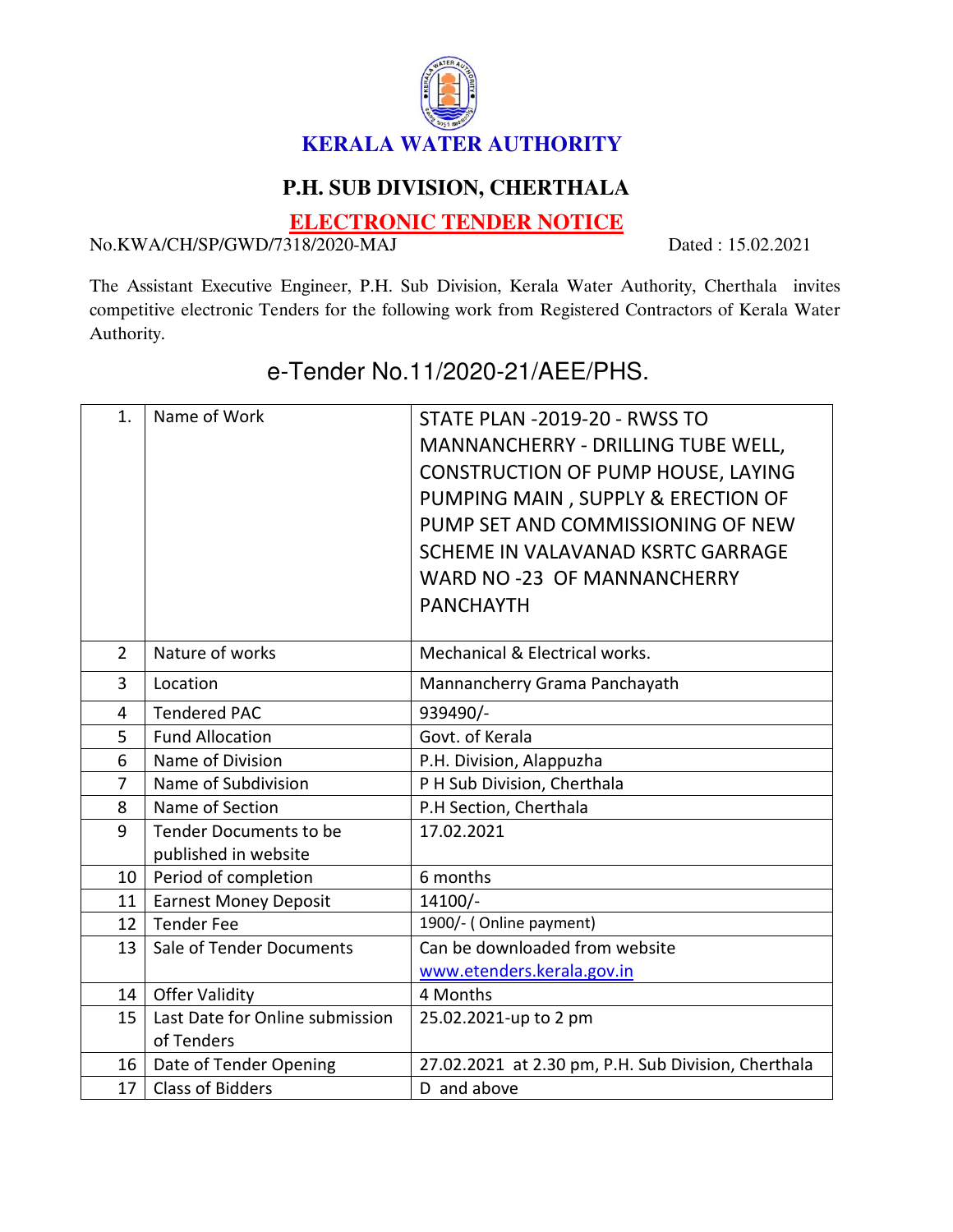# KERALA WATER AUTHORITY

## P.H. SUB DIVISION, CHERTHALA

## ELECTRONIC TENDER NOTICE

No.KWA/CH/SP/GWD/7318/2020-MAJ Dated : 15.02.2021

The Assistant Executive Engineer, P.H. Sub Division, Kerala Water Authority, Cherthala invites competitive electronic Tenders for the following work from Registered Contractors of Kerala Water Authority.

### e-Tender No.11/2020-21/AEE/PHS.

| | | |
|---|---|---|
| 1. | Name of Work | STATE PLAN -2019-20 - RWSS TO MANNANCHERRY - DRILLING TUBE WELL, CONSTRUCTION OF PUMP HOUSE, LAYING PUMPING MAIN , SUPPLY & ERECTION OF PUMP SET AND COMMISSIONING OF NEW SCHEME IN VALAVANAD KSRTC GARRAGE WARD NO -23 OF MANNANCHERRY PANCHAYTH |
| 2 | Nature of works | Mechanical & Electrical works. |
| 3 | Location | Mannancherry Grama Panchayath |
| 4 | Tendered PAC | 939490/- |
| 5 | Fund Allocation | Govt. of Kerala |
| 6 | Name of Division | P.H. Division, Alappuzha |
| 7 | Name of Subdivision | P H Sub Division, Cherthala |
| 8 | Name of Section | P.H Section, Cherthala |
| 9 | Tender Documents to be published in website | 17.02.2021 |
| 10 | Period of completion | 6 months |
| 11 | Earnest Money Deposit | 14100/- |
| 12 | Tender Fee | 1900/- ( Online payment) |
| 13 | Sale of Tender Documents | Can be downloaded from website www.etenders.kerala.gov.in |
| 14 | Offer Validity | 4 Months |
| 15 | Last Date for Online submission of Tenders | 25.02.2021-up to 2 pm |
| 16 | Date of Tender Opening | 27.02.2021 at 2.30 pm, P.H. Sub Division, Cherthala |
| 17 | Class of Bidders | D and above |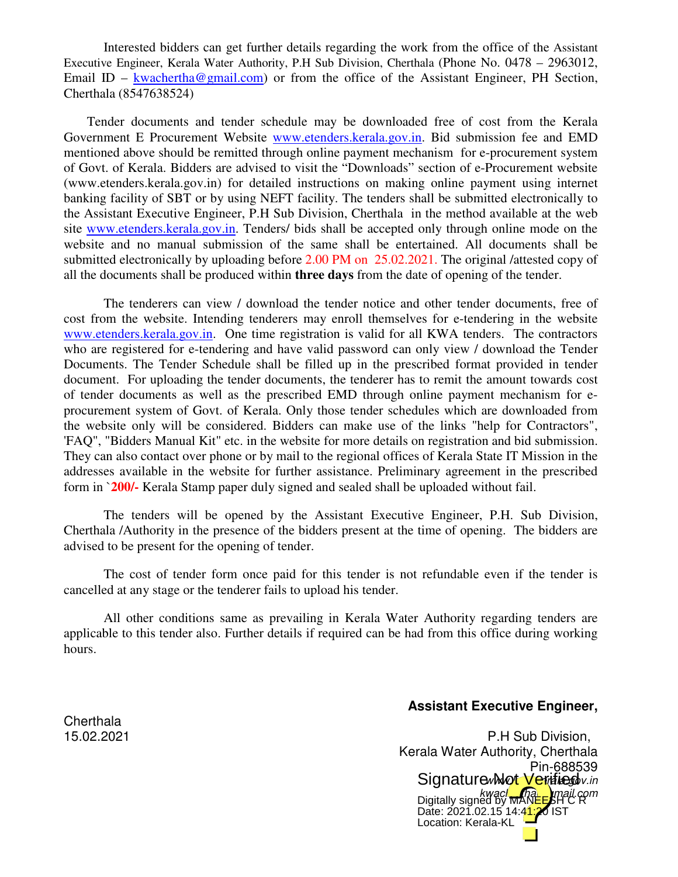Interested bidders can get further details regarding the work from the office of the Assistant Executive Engineer, Kerala Water Authority, P.H Sub Division, Cherthala (Phone No. 0478 – 2963012, Email ID – kwachertha@gmail.com) or from the office of the Assistant Engineer, PH Section, Cherthala (8547638524)

Tender documents and tender schedule may be downloaded free of cost from the Kerala Government E Procurement Website www.etenders.kerala.gov.in. Bid submission fee and EMD mentioned above should be remitted through online payment mechanism for e-procurement system of Govt. of Kerala. Bidders are advised to visit the "Downloads" section of e-Procurement website (www.etenders.kerala.gov.in) for detailed instructions on making online payment using internet banking facility of SBT or by using NEFT facility. The tenders shall be submitted electronically to the Assistant Executive Engineer, P.H Sub Division, Cherthala in the method available at the web site www.etenders.kerala.gov.in. Tenders/ bids shall be accepted only through online mode on the website and no manual submission of the same shall be entertained. All documents shall be submitted electronically by uploading before 2.00 PM on 25.02.2021. The original /attested copy of all the documents shall be produced within **three days** from the date of opening of the tender.

The tenderers can view / download the tender notice and other tender documents, free of cost from the website. Intending tenderers may enroll themselves for e-tendering in the website www.etenders.kerala.gov.in. One time registration is valid for all KWA tenders. The contractors who are registered for e-tendering and have valid password can only view / download the Tender Documents. The Tender Schedule shall be filled up in the prescribed format provided in tender document. For uploading the tender documents, the tenderer has to remit the amount towards cost of tender documents as well as the prescribed EMD through online payment mechanism for e-procurement system of Govt. of Kerala. Only those tender schedules which are downloaded from the website only will be considered. Bidders can make use of the links "help for Contractors", 'FAQ", "Bidders Manual Kit" etc. in the website for more details on registration and bid submission. They can also contact over phone or by mail to the regional offices of Kerala State IT Mission in the addresses available in the website for further assistance. Preliminary agreement in the prescribed form in `**200/-** Kerala Stamp paper duly signed and sealed shall be uploaded without fail.

The tenders will be opened by the Assistant Executive Engineer, P.H. Sub Division, Cherthala /Authority in the presence of the bidders present at the time of opening. The bidders are advised to be present for the opening of tender.

The cost of tender form once paid for this tender is not refundable even if the tender is cancelled at any stage or the tenderer fails to upload his tender.

All other conditions same as prevailing in Kerala Water Authority regarding tenders are applicable to this tender also. Further details if required can be had from this office during working hours.

**Assistant Executive Engineer,**

P.H Sub Division,
Kerala Water Authority, Cherthala
Pin-688539
www.kwa.kerala.gov.in
kwachertha@gmail.com

Cherthala
15.02.2021

Signature Not Verified
Digitally signed by MANEESH C R
Date: 2021.02.15 14:41:20 IST
Location: Kerala-KL